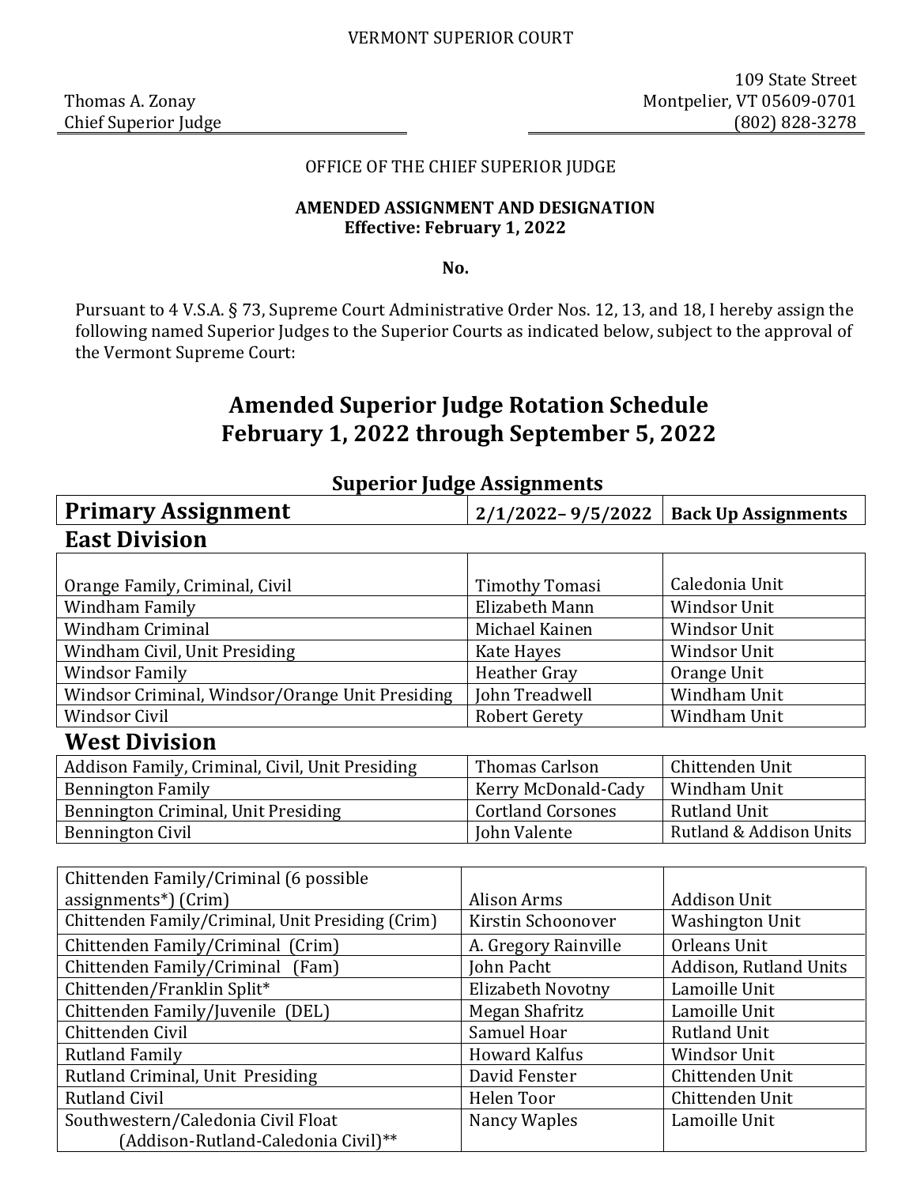VERMONT SUPERIOR COURT

Thomas A. Zonay
Chief Superior Judge

109 State Street
Montpelier, VT 05609-0701
(802) 828-3278

OFFICE OF THE CHIEF SUPERIOR JUDGE

**AMENDED ASSIGNMENT AND DESIGNATION**
**Effective: February 1, 2022**

**No.**

Pursuant to 4 V.S.A. § 73, Supreme Court Administrative Order Nos. 12, 13, and 18, I hereby assign the following named Superior Judges to the Superior Courts as indicated below, subject to the approval of the Vermont Supreme Court:

# Amended Superior Judge Rotation Schedule
# February 1, 2022 through September 5, 2022

## Superior Judge Assignments

| Primary Assignment | 2/1/2022– 9/5/2022 | Back Up Assignments |
|---|---|---|
| **East Division** | | |
| Orange Family, Criminal, Civil | Timothy Tomasi | Caledonia Unit |
| Windham Family | Elizabeth Mann | Windsor Unit |
| Windham Criminal | Michael Kainen | Windsor Unit |
| Windham Civil, Unit Presiding | Kate Hayes | Windsor Unit |
| Windsor Family | Heather Gray | Orange Unit |
| Windsor Criminal, Windsor/Orange Unit Presiding | John Treadwell | Windham Unit |
| Windsor Civil | Robert Gerety | Windham Unit |
| **West Division** | | |
| Addison Family, Criminal, Civil, Unit Presiding | Thomas Carlson | Chittenden Unit |
| Bennington Family | Kerry McDonald-Cady | Windham Unit |
| Bennington Criminal, Unit Presiding | Cortland Corsones | Rutland Unit |
| Bennington Civil | John Valente | Rutland & Addison Units |
| Chittenden Family/Criminal (6 possible assignments*) (Crim) | Alison Arms | Addison Unit |
| Chittenden Family/Criminal, Unit Presiding (Crim) | Kirstin Schoonover | Washington Unit |
| Chittenden Family/Criminal (Crim) | A. Gregory Rainville | Orleans Unit |
| Chittenden Family/Criminal (Fam) | John Pacht | Addison, Rutland Units |
| Chittenden/Franklin Split* | Elizabeth Novotny | Lamoille Unit |
| Chittenden Family/Juvenile (DEL) | Megan Shafritz | Lamoille Unit |
| Chittenden Civil | Samuel Hoar | Rutland Unit |
| Rutland Family | Howard Kalfus | Windsor Unit |
| Rutland Criminal, Unit Presiding | David Fenster | Chittenden Unit |
| Rutland Civil | Helen Toor | Chittenden Unit |
| Southwestern/Caledonia Civil Float (Addison-Rutland-Caledonia Civil)** | Nancy Waples | Lamoille Unit |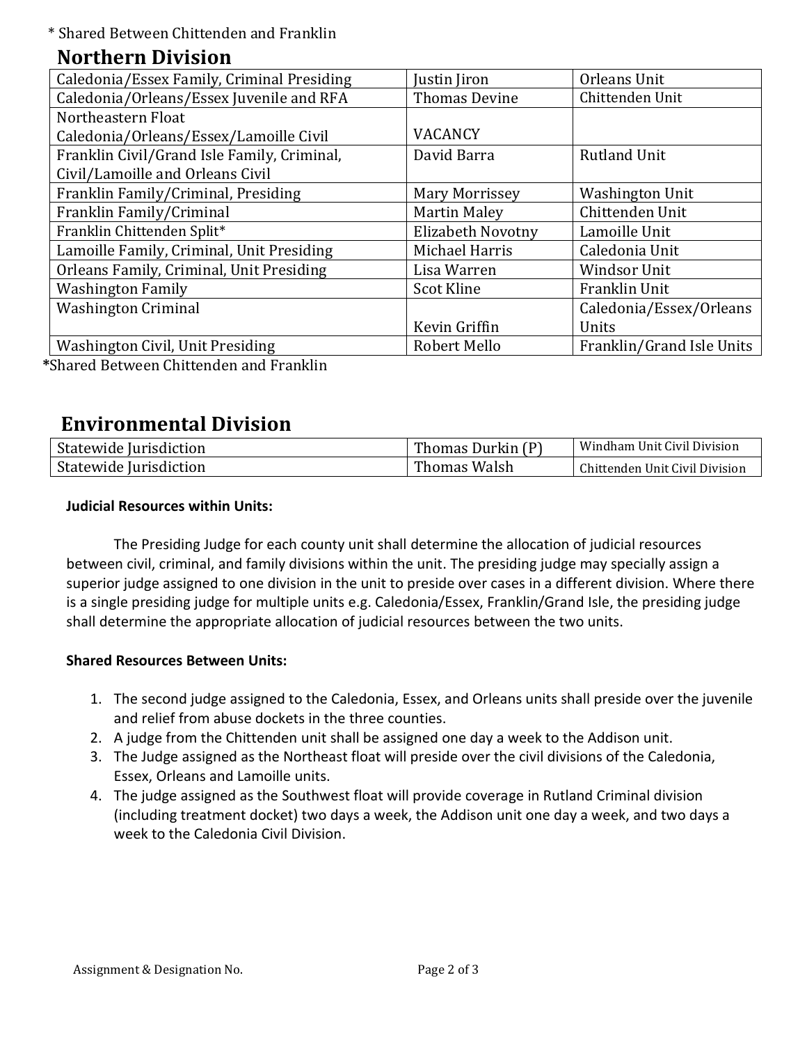\* Shared Between Chittenden and Franklin

## Northern Division

| | | |
|---|---|---|
| Caledonia/Essex Family, Criminal Presiding | Justin Jiron | Orleans Unit |
| Caledonia/Orleans/Essex Juvenile and RFA | Thomas Devine | Chittenden Unit |
| Northeastern Float Caledonia/Orleans/Essex/Lamoille Civil | VACANCY | |
| Franklin Civil/Grand Isle Family, Criminal, Civil/Lamoille and Orleans Civil | David Barra | Rutland Unit |
| Franklin Family/Criminal, Presiding | Mary Morrissey | Washington Unit |
| Franklin Family/Criminal | Martin Maley | Chittenden Unit |
| Franklin Chittenden Split* | Elizabeth Novotny | Lamoille Unit |
| Lamoille Family, Criminal, Unit Presiding | Michael Harris | Caledonia Unit |
| Orleans Family, Criminal, Unit Presiding | Lisa Warren | Windsor Unit |
| Washington Family | Scot Kline | Franklin Unit |
| Washington Criminal | Kevin Griffin | Caledonia/Essex/Orleans Units |
| Washington Civil, Unit Presiding | Robert Mello | Franklin/Grand Isle Units |

**\***Shared Between Chittenden and Franklin

## Environmental Division

| | | |
|---|---|---|
| Statewide Jurisdiction | Thomas Durkin (P) | Windham Unit Civil Division |
| Statewide Jurisdiction | Thomas Walsh | Chittenden Unit Civil Division |

**Judicial Resources within Units:**

The Presiding Judge for each county unit shall determine the allocation of judicial resources between civil, criminal, and family divisions within the unit. The presiding judge may specially assign a superior judge assigned to one division in the unit to preside over cases in a different division. Where there is a single presiding judge for multiple units e.g. Caledonia/Essex, Franklin/Grand Isle, the presiding judge shall determine the appropriate allocation of judicial resources between the two units.

**Shared Resources Between Units:**

1. The second judge assigned to the Caledonia, Essex, and Orleans units shall preside over the juvenile and relief from abuse dockets in the three counties.
2. A judge from the Chittenden unit shall be assigned one day a week to the Addison unit.
3. The Judge assigned as the Northeast float will preside over the civil divisions of the Caledonia, Essex, Orleans and Lamoille units.
4. The judge assigned as the Southwest float will provide coverage in Rutland Criminal division (including treatment docket) two days a week, the Addison unit one day a week, and two days a week to the Caledonia Civil Division.

Assignment & Designation No.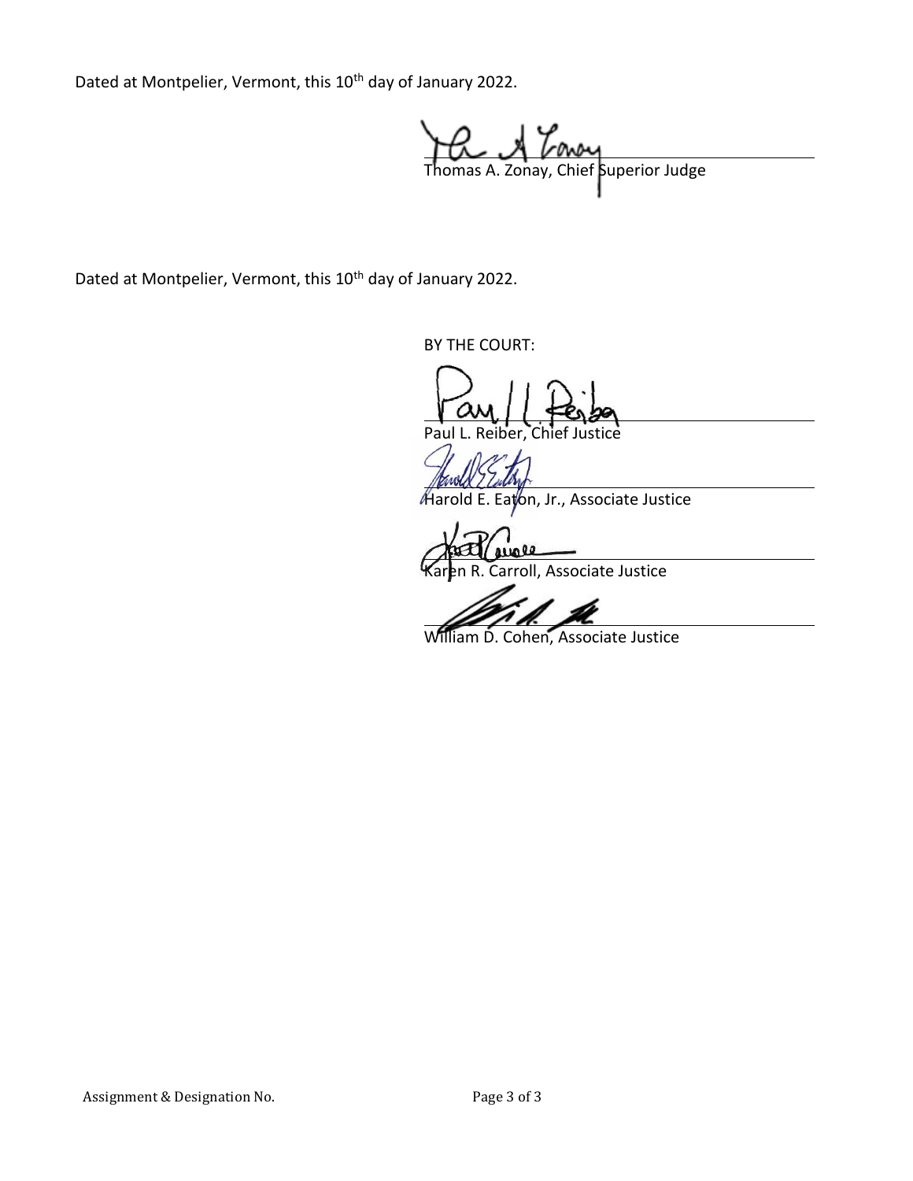Dated at Montpelier, Vermont, this 10th day of January 2022.

Thomas A. Zonay, Chief Superior Judge

Dated at Montpelier, Vermont, this 10th day of January 2022.

BY THE COURT:

Paul L. Reiber, Chief Justice

Harold E. Eaton, Jr., Associate Justice

Karen R. Carroll, Associate Justice

William D. Cohen, Associate Justice

Assignment & Designation No.